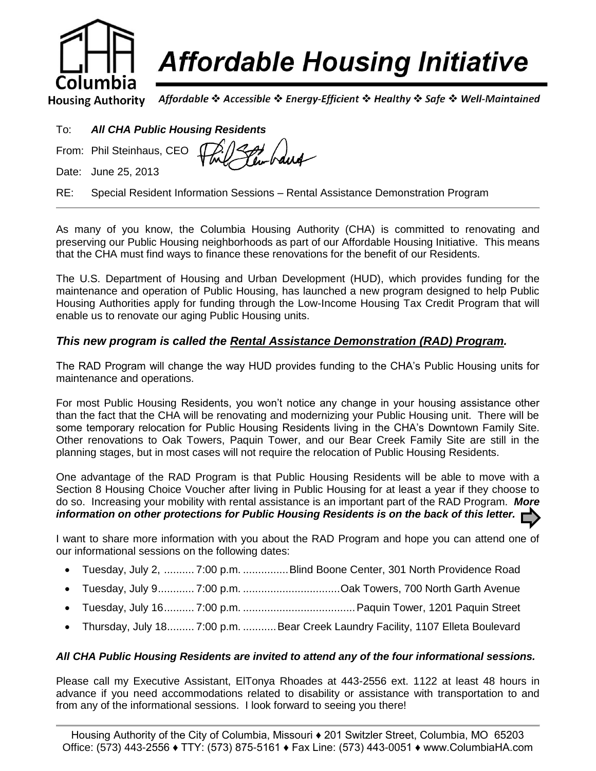# Affordable Housing Initiative

Columbia Housing Authority

*Affordable ❖ Accessible ❖ Energy-Efficient ❖ Healthy ❖ Safe ❖ Well-Maintained*

To: ***All CHA Public Housing Residents***

From: Phil Steinhaus, CEO

Date: June 25, 2013

RE: Special Resident Information Sessions – Rental Assistance Demonstration Program

---

As many of you know, the Columbia Housing Authority (CHA) is committed to renovating and preserving our Public Housing neighborhoods as part of our Affordable Housing Initiative. This means that the CHA must find ways to finance these renovations for the benefit of our Residents.

The U.S. Department of Housing and Urban Development (HUD), which provides funding for the maintenance and operation of Public Housing, has launched a new program designed to help Public Housing Authorities apply for funding through the Low-Income Housing Tax Credit Program that will enable us to renovate our aging Public Housing units.

***This new program is called the Rental Assistance Demonstration (RAD) Program.***

The RAD Program will change the way HUD provides funding to the CHA's Public Housing units for maintenance and operations.

For most Public Housing Residents, you won't notice any change in your housing assistance other than the fact that the CHA will be renovating and modernizing your Public Housing unit. There will be some temporary relocation for Public Housing Residents living in the CHA's Downtown Family Site. Other renovations to Oak Towers, Paquin Tower, and our Bear Creek Family Site are still in the planning stages, but in most cases will not require the relocation of Public Housing Residents.

One advantage of the RAD Program is that Public Housing Residents will be able to move with a Section 8 Housing Choice Voucher after living in Public Housing for at least a year if they choose to do so. Increasing your mobility with rental assistance is an important part of the RAD Program. ***More information on other protections for Public Housing Residents is on the back of this letter.***

I want to share more information with you about the RAD Program and hope you can attend one of our informational sessions on the following dates:

- Tuesday, July 2, .......... 7:00 p.m. ............... Blind Boone Center, 301 North Providence Road
- Tuesday, July 9............ 7:00 p.m. ................................ Oak Towers, 700 North Garth Avenue
- Tuesday, July 16.......... 7:00 p.m. ..................................... Paquin Tower, 1201 Paquin Street
- Thursday, July 18......... 7:00 p.m. ........... Bear Creek Laundry Facility, 1107 Elleta Boulevard

***All CHA Public Housing Residents are invited to attend any of the four informational sessions.***

Please call my Executive Assistant, ElTonya Rhoades at 443-2556 ext. 1122 at least 48 hours in advance if you need accommodations related to disability or assistance with transportation to and from any of the informational sessions. I look forward to seeing you there!

---

Housing Authority of the City of Columbia, Missouri ♦ 201 Switzler Street, Columbia, MO 65203
Office: (573) 443-2556 ♦ TTY: (573) 875-5161 ♦ Fax Line: (573) 443-0051 ♦ www.ColumbiaHA.com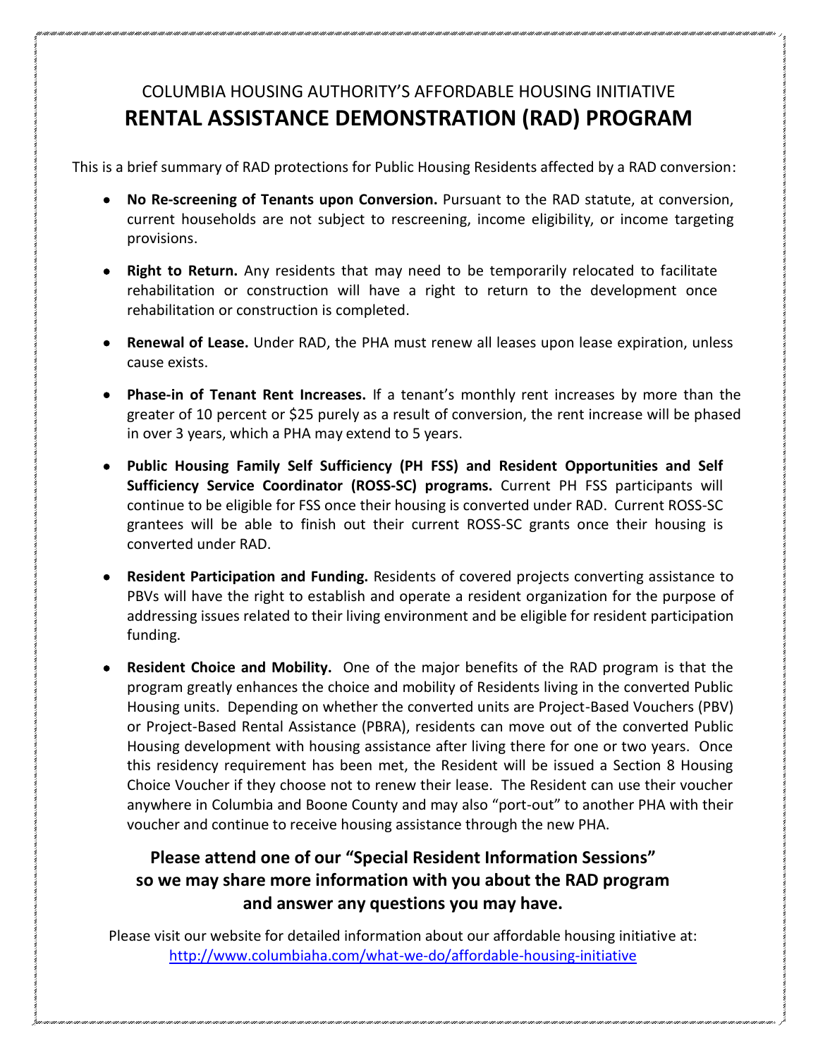# COLUMBIA HOUSING AUTHORITY'S AFFORDABLE HOUSING INITIATIVE

## RENTAL ASSISTANCE DEMONSTRATION (RAD) PROGRAM

This is a brief summary of RAD protections for Public Housing Residents affected by a RAD conversion:

- **No Re-screening of Tenants upon Conversion.** Pursuant to the RAD statute, at conversion, current households are not subject to rescreening, income eligibility, or income targeting provisions.
- **Right to Return.** Any residents that may need to be temporarily relocated to facilitate rehabilitation or construction will have a right to return to the development once rehabilitation or construction is completed.
- **Renewal of Lease.** Under RAD, the PHA must renew all leases upon lease expiration, unless cause exists.
- **Phase-in of Tenant Rent Increases.** If a tenant's monthly rent increases by more than the greater of 10 percent or $25 purely as a result of conversion, the rent increase will be phased in over 3 years, which a PHA may extend to 5 years.
- **Public Housing Family Self Sufficiency (PH FSS) and Resident Opportunities and Self Sufficiency Service Coordinator (ROSS-SC) programs.** Current PH FSS participants will continue to be eligible for FSS once their housing is converted under RAD. Current ROSS-SC grantees will be able to finish out their current ROSS-SC grants once their housing is converted under RAD.
- **Resident Participation and Funding.** Residents of covered projects converting assistance to PBVs will have the right to establish and operate a resident organization for the purpose of addressing issues related to their living environment and be eligible for resident participation funding.
- **Resident Choice and Mobility.** One of the major benefits of the RAD program is that the program greatly enhances the choice and mobility of Residents living in the converted Public Housing units. Depending on whether the converted units are Project-Based Vouchers (PBV) or Project-Based Rental Assistance (PBRA), residents can move out of the converted Public Housing development with housing assistance after living there for one or two years. Once this residency requirement has been met, the Resident will be issued a Section 8 Housing Choice Voucher if they choose not to renew their lease. The Resident can use their voucher anywhere in Columbia and Boone County and may also "port-out" to another PHA with their voucher and continue to receive housing assistance through the new PHA.

**Please attend one of our "Special Resident Information Sessions" so we may share more information with you about the RAD program and answer any questions you may have.**

Please visit our website for detailed information about our affordable housing initiative at:
http://www.columbiaha.com/what-we-do/affordable-housing-initiative